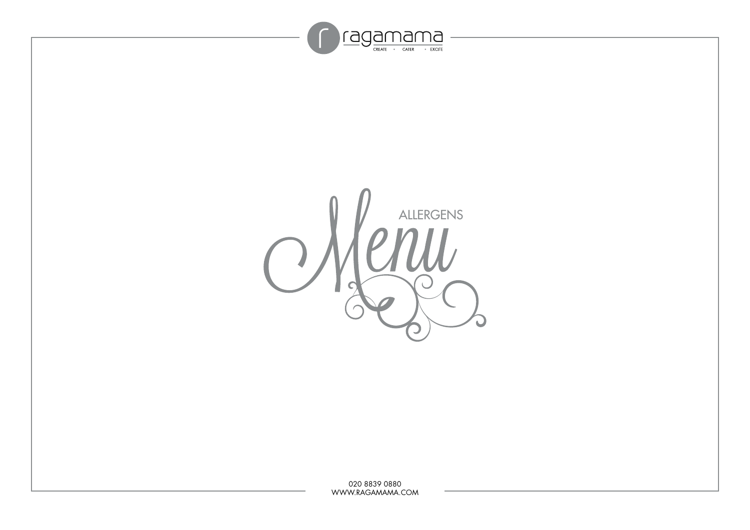ragamama

CREATE • CATER • EXCITE

# ALLERGENS Menu

020 8839 0880
WWW.RAGAMAMA.COM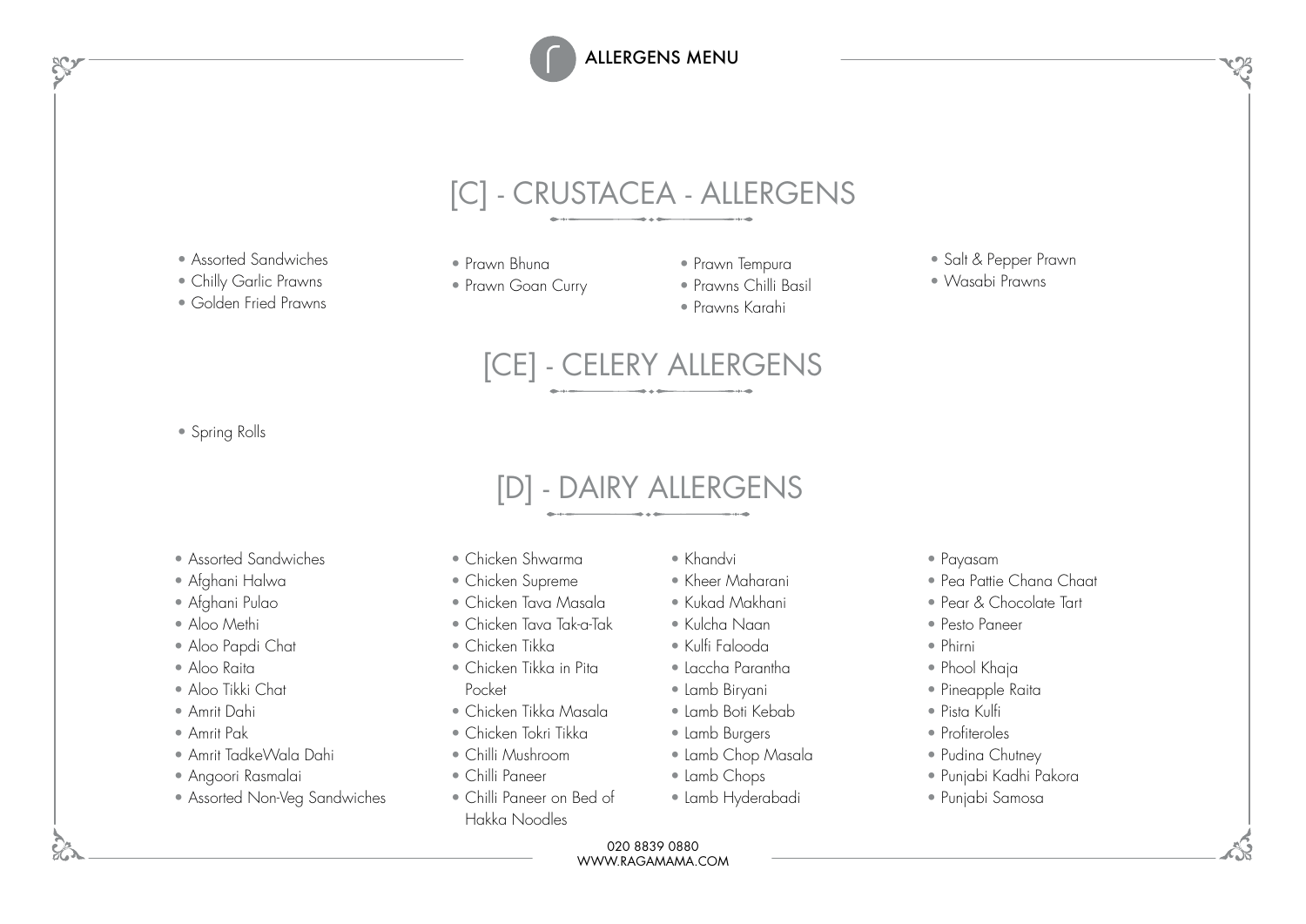# ALLERGENS MENU

## [C] - CRUSTACEA - ALLERGENS

- Assorted Sandwiches
- Chilly Garlic Prawns
- Golden Fried Prawns
- Prawn Bhuna
- Prawn Goan Curry
- Prawn Tempura
- Prawns Chilli Basil
- Prawns Karahi
- Salt & Pepper Prawn
- Wasabi Prawns

## [CE] - CELERY ALLERGENS

- Spring Rolls

## [D] - DAIRY ALLERGENS

- Assorted Sandwiches
- Afghani Halwa
- Afghani Pulao
- Aloo Methi
- Aloo Papdi Chat
- Aloo Raita
- Aloo Tikki Chat
- Amrit Dahi
- Amrit Pak
- Amrit TadkeWala Dahi
- Angoori Rasmalai
- Assorted Non-Veg Sandwiches
- Chicken Shwarma
- Chicken Supreme
- Chicken Tava Masala
- Chicken Tava Tak-a-Tak
- Chicken Tikka
- Chicken Tikka in Pita Pocket
- Chicken Tikka Masala
- Chicken Tokri Tikka
- Chilli Mushroom
- Chilli Paneer
- Chilli Paneer on Bed of Hakka Noodles
- Khandvi
- Kheer Maharani
- Kukad Makhani
- Kulcha Naan
- Kulfi Falooda
- Laccha Parantha
- Lamb Biryani
- Lamb Boti Kebab
- Lamb Burgers
- Lamb Chop Masala
- Lamb Chops
- Lamb Hyderabadi
- Payasam
- Pea Pattie Chana Chaat
- Pear & Chocolate Tart
- Pesto Paneer
- Phirni
- Phool Khaja
- Pineapple Raita
- Pista Kulfi
- Profiteroles
- Pudina Chutney
- Punjabi Kadhi Pakora
- Punjabi Samosa

020 8839 0880
WWW.RAGAMAMA.COM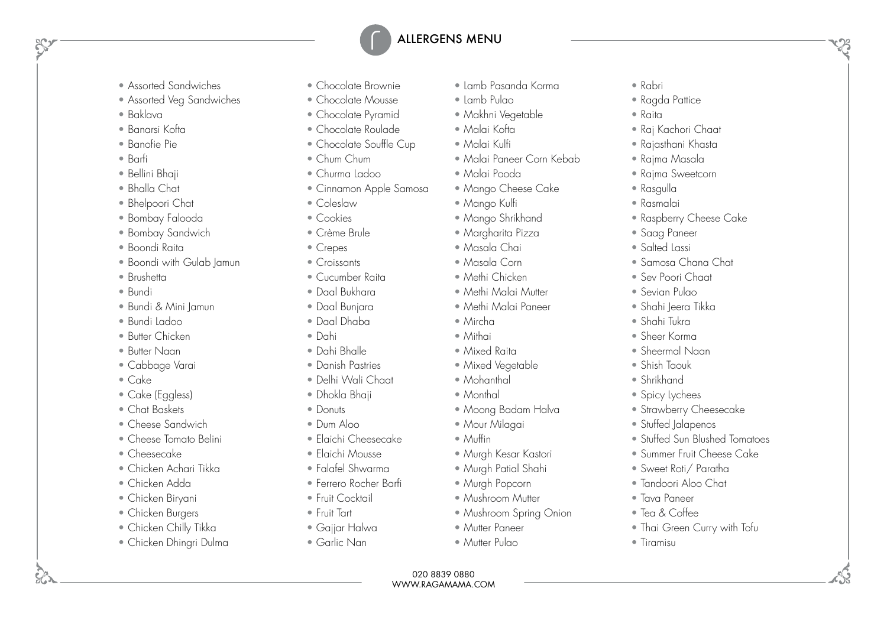# ALLERGENS MENU

- Assorted Sandwiches
- Assorted Veg Sandwiches
- Baklava
- Banarsi Kofta
- Banofie Pie
- Barfi
- Bellini Bhaji
- Bhalla Chat
- Bhelpoori Chat
- Bombay Falooda
- Bombay Sandwich
- Boondi Raita
- Boondi with Gulab Jamun
- Brushetta
- Bundi
- Bundi & Mini Jamun
- Bundi Ladoo
- Butter Chicken
- Butter Naan
- Cabbage Varai
- Cake
- Cake (Eggless)
- Chat Baskets
- Cheese Sandwich
- Cheese Tomato Belini
- Cheesecake
- Chicken Achari Tikka
- Chicken Adda
- Chicken Biryani
- Chicken Burgers
- Chicken Chilly Tikka
- Chicken Dhingri Dulma
- Chocolate Brownie
- Chocolate Mousse
- Chocolate Pyramid
- Chocolate Roulade
- Chocolate Souffle Cup
- Chum Chum
- Churma Ladoo
- Cinnamon Apple Samosa
- Coleslaw
- Cookies
- Crème Brule
- Crepes
- Croissants
- Cucumber Raita
- Daal Bukhara
- Daal Bunjara
- Daal Dhaba
- Dahi
- Dahi Bhalle
- Danish Pastries
- Delhi Wali Chaat
- Dhokla Bhaji
- Donuts
- Dum Aloo
- Elaichi Cheesecake
- Elaichi Mousse
- Falafel Shwarma
- Ferrero Rocher Barfi
- Fruit Cocktail
- Fruit Tart
- Gajjar Halwa
- Garlic Nan
- Lamb Pasanda Korma
- Lamb Pulao
- Makhni Vegetable
- Malai Kofta
- Malai Kulfi
- Malai Paneer Corn Kebab
- Malai Pooda
- Mango Cheese Cake
- Mango Kulfi
- Mango Shrikhand
- Margharita Pizza
- Masala Chai
- Masala Corn
- Methi Chicken
- Methi Malai Mutter
- Methi Malai Paneer
- Mircha
- Mithai
- Mixed Raita
- Mixed Vegetable
- Mohanthal
- Monthal
- Moong Badam Halva
- Mour Milagai
- Muffin
- Murgh Kesar Kastori
- Murgh Patial Shahi
- Murgh Popcorn
- Mushroom Mutter
- Mushroom Spring Onion
- Mutter Paneer
- Mutter Pulao
- Rabri
- Ragda Pattice
- Raita
- Raj Kachori Chaat
- Rajasthani Khasta
- Rajma Masala
- Rajma Sweetcorn
- Rasgulla
- Rasmalai
- Raspberry Cheese Cake
- Saag Paneer
- Salted Lassi
- Samosa Chana Chat
- Sev Poori Chaat
- Sevian Pulao
- Shahi Jeera Tikka
- Shahi Tukra
- Sheer Korma
- Sheermal Naan
- Shish Taouk
- Shrikhand
- Spicy Lychees
- Strawberry Cheesecake
- Stuffed Jalapenos
- Stuffed Sun Blushed Tomatoes
- Summer Fruit Cheese Cake
- Sweet Roti/ Paratha
- Tandoori Aloo Chat
- Tava Paneer
- Tea & Coffee
- Thai Green Curry with Tofu
- Tiramisu

020 8839 0880
WWW.RAGAMAMA.COM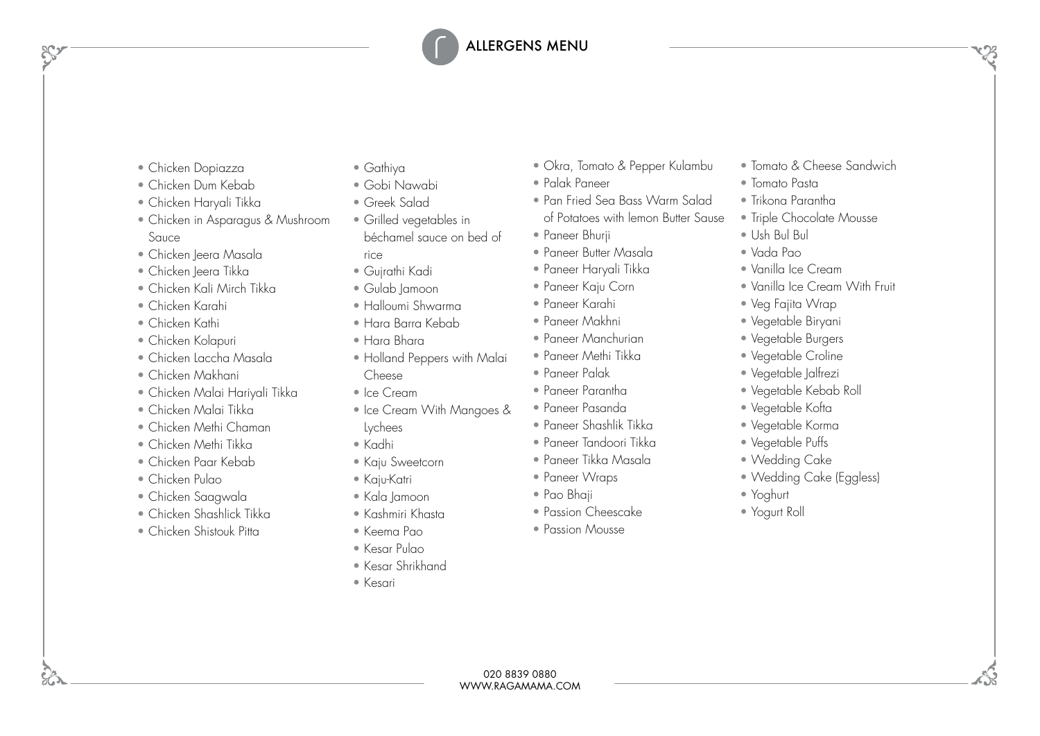# ALLERGENS MENU

- Chicken Dopiazza
- Chicken Dum Kebab
- Chicken Haryali Tikka
- Chicken in Asparagus & Mushroom Sauce
- Chicken Jeera Masala
- Chicken Jeera Tikka
- Chicken Kali Mirch Tikka
- Chicken Karahi
- Chicken Kathi
- Chicken Kolapuri
- Chicken Laccha Masala
- Chicken Makhani
- Chicken Malai Hariyali Tikka
- Chicken Malai Tikka
- Chicken Methi Chaman
- Chicken Methi Tikka
- Chicken Paar Kebab
- Chicken Pulao
- Chicken Saagwala
- Chicken Shashlick Tikka
- Chicken Shistouk Pitta
- Gathiya
- Gobi Nawabi
- Greek Salad
- Grilled vegetables in béchamel sauce on bed of rice
- Gujrathi Kadi
- Gulab Jamoon
- Halloumi Shwarma
- Hara Barra Kebab
- Hara Bhara
- Holland Peppers with Malai Cheese
- Ice Cream
- Ice Cream With Mangoes & Lychees
- Kadhi
- Kaju Sweetcorn
- Kaju-Katri
- Kala Jamoon
- Kashmiri Khasta
- Keema Pao
- Kesar Pulao
- Kesar Shrikhand
- Kesari
- Okra, Tomato & Pepper Kulambu
- Palak Paneer
- Pan Fried Sea Bass Warm Salad of Potatoes with lemon Butter Sause
- Paneer Bhurji
- Paneer Butter Masala
- Paneer Haryali Tikka
- Paneer Kaju Corn
- Paneer Karahi
- Paneer Makhni
- Paneer Manchurian
- Paneer Methi Tikka
- Paneer Palak
- Paneer Parantha
- Paneer Pasanda
- Paneer Shashlik Tikka
- Paneer Tandoori Tikka
- Paneer Tikka Masala
- Paneer Wraps
- Pao Bhaji
- Passion Cheescake
- Passion Mousse
- Tomato & Cheese Sandwich
- Tomato Pasta
- Trikona Parantha
- Triple Chocolate Mousse
- Ush Bul Bul
- Vada Pao
- Vanilla Ice Cream
- Vanilla Ice Cream With Fruit
- Veg Fajita Wrap
- Vegetable Biryani
- Vegetable Burgers
- Vegetable Croline
- Vegetable Jalfrezi
- Vegetable Kebab Roll
- Vegetable Kofta
- Vegetable Korma
- Vegetable Puffs
- Wedding Cake
- Wedding Cake (Eggless)
- Yoghurt
- Yogurt Roll

020 8839 0880
WWW.RAGAMAMA.COM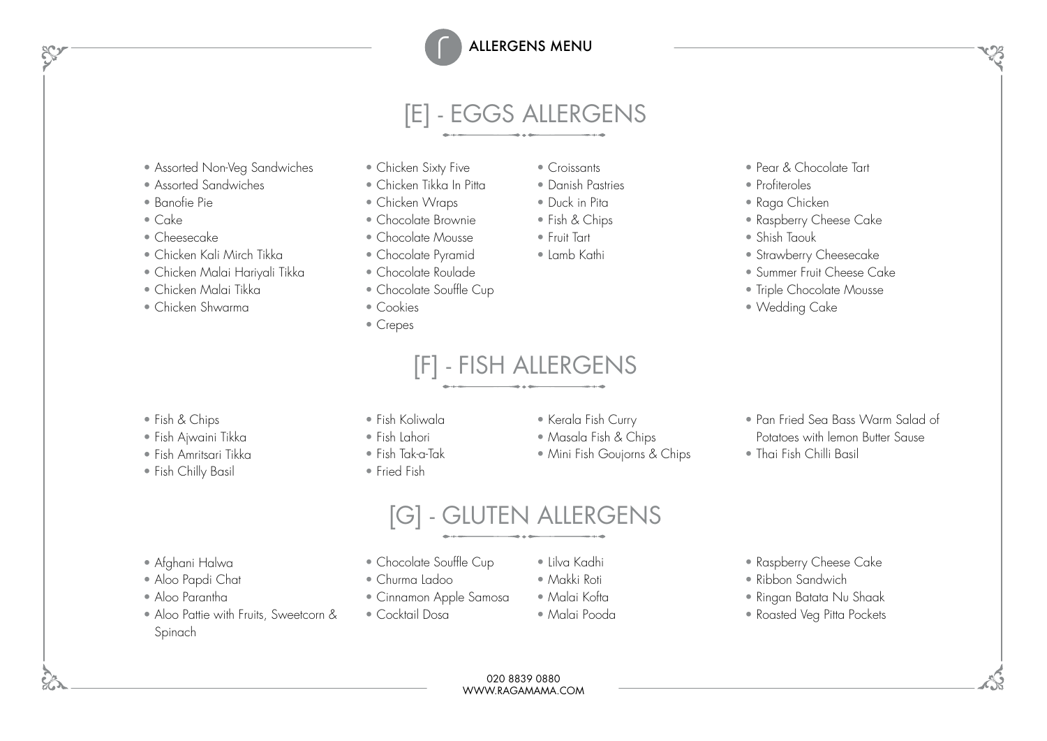ALLERGENS MENU

## [E] - EGGS ALLERGENS

- Assorted Non-Veg Sandwiches
- Assorted Sandwiches
- Banofie Pie
- Cake
- Cheesecake
- Chicken Kali Mirch Tikka
- Chicken Malai Hariyali Tikka
- Chicken Malai Tikka
- Chicken Shwarma
- Chicken Sixty Five
- Chicken Tikka In Pitta
- Chicken Wraps
- Chocolate Brownie
- Chocolate Mousse
- Chocolate Pyramid
- Chocolate Roulade
- Chocolate Souffle Cup
- Cookies
- Crepes
- Croissants
- Danish Pastries
- Duck in Pita
- Fish & Chips
- Fruit Tart
- Lamb Kathi
- Pear & Chocolate Tart
- Profiteroles
- Raga Chicken
- Raspberry Cheese Cake
- Shish Taouk
- Strawberry Cheesecake
- Summer Fruit Cheese Cake
- Triple Chocolate Mousse
- Wedding Cake

## [F] - FISH ALLERGENS

- Fish & Chips
- Fish Ajwaini Tikka
- Fish Amritsari Tikka
- Fish Chilly Basil
- Fish Koliwala
- Fish Lahori
- Fish Tak-a-Tak
- Fried Fish
- Kerala Fish Curry
- Masala Fish & Chips
- Mini Fish Goujorns & Chips
- Pan Fried Sea Bass Warm Salad of Potatoes with lemon Butter Sause
- Thai Fish Chilli Basil

## [G] - GLUTEN ALLERGENS

- Afghani Halwa
- Aloo Papdi Chat
- Aloo Parantha
- Aloo Pattie with Fruits, Sweetcorn & Spinach
- Chocolate Souffle Cup
- Churma Ladoo
- Cinnamon Apple Samosa
- Cocktail Dosa
- Lilva Kadhi
- Makki Roti
- Malai Kofta
- Malai Pooda
- Raspberry Cheese Cake
- Ribbon Sandwich
- Ringan Batata Nu Shaak
- Roasted Veg Pitta Pockets

020 8839 0880
WWW.RAGAMAMA.COM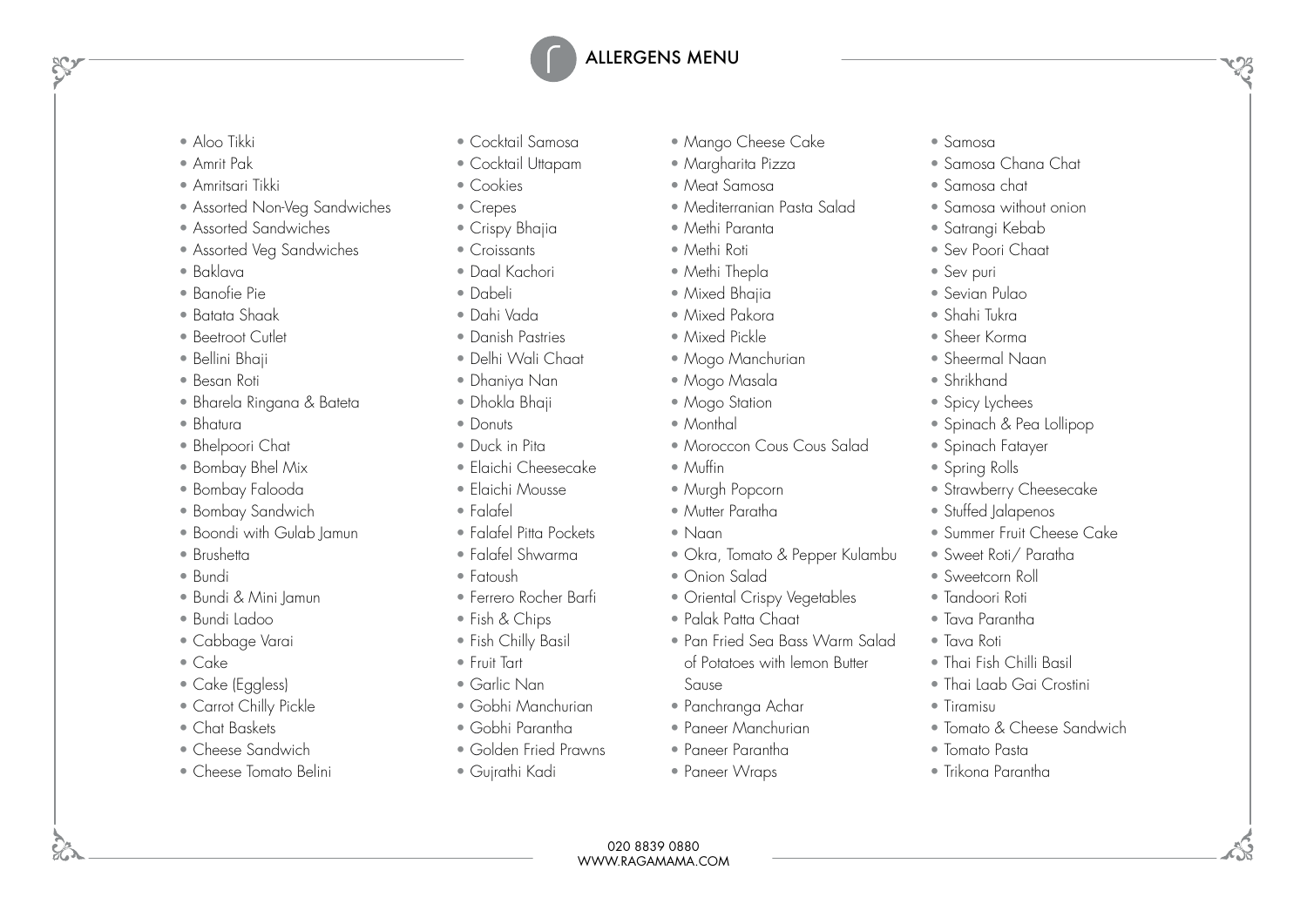# ALLERGENS MENU

- Aloo Tikki
- Amrit Pak
- Amritsari Tikki
- Assorted Non-Veg Sandwiches
- Assorted Sandwiches
- Assorted Veg Sandwiches
- Baklava
- Banofie Pie
- Batata Shaak
- Beetroot Cutlet
- Bellini Bhaji
- Besan Roti
- Bharela Ringana & Bateta
- Bhatura
- Bhelpoori Chat
- Bombay Bhel Mix
- Bombay Falooda
- Bombay Sandwich
- Boondi with Gulab Jamun
- Brushetta
- Bundi
- Bundi & Mini Jamun
- Bundi Ladoo
- Cabbage Varai
- Cake
- Cake (Eggless)
- Carrot Chilly Pickle
- Chat Baskets
- Cheese Sandwich
- Cheese Tomato Belini
- Cocktail Samosa
- Cocktail Uttapam
- Cookies
- Crepes
- Crispy Bhajia
- Croissants
- Daal Kachori
- Dabeli
- Dahi Vada
- Danish Pastries
- Delhi Wali Chaat
- Dhaniya Nan
- Dhokla Bhaji
- Donuts
- Duck in Pita
- Elaichi Cheesecake
- Elaichi Mousse
- Falafel
- Falafel Pitta Pockets
- Falafel Shwarma
- Fatoush
- Ferrero Rocher Barfi
- Fish & Chips
- Fish Chilly Basil
- Fruit Tart
- Garlic Nan
- Gobhi Manchurian
- Gobhi Parantha
- Golden Fried Prawns
- Gujrathi Kadi
- Mango Cheese Cake
- Margharita Pizza
- Meat Samosa
- Mediterranian Pasta Salad
- Methi Paranta
- Methi Roti
- Methi Thepla
- Mixed Bhajia
- Mixed Pakora
- Mixed Pickle
- Mogo Manchurian
- Mogo Masala
- Mogo Station
- Monthal
- Moroccon Cous Cous Salad
- Muffin
- Murgh Popcorn
- Mutter Paratha
- Naan
- Okra, Tomato & Pepper Kulambu
- Onion Salad
- Oriental Crispy Vegetables
- Palak Patta Chaat
- Pan Fried Sea Bass Warm Salad of Potatoes with lemon Butter Sause
- Panchranga Achar
- Paneer Manchurian
- Paneer Parantha
- Paneer Wraps
- Samosa
- Samosa Chana Chat
- Samosa chat
- Samosa without onion
- Satrangi Kebab
- Sev Poori Chaat
- Sev puri
- Sevian Pulao
- Shahi Tukra
- Sheer Korma
- Sheermal Naan
- Shrikhand
- Spicy Lychees
- Spinach & Pea Lollipop
- Spinach Fatayer
- Spring Rolls
- Strawberry Cheesecake
- Stuffed Jalapenos
- Summer Fruit Cheese Cake
- Sweet Roti/ Paratha
- Sweetcorn Roll
- Tandoori Roti
- Tava Parantha
- Tava Roti
- Thai Fish Chilli Basil
- Thai Laab Gai Crostini
- Tiramisu
- Tomato & Cheese Sandwich
- Tomato Pasta
- Trikona Parantha

020 8839 0880
WWW.RAGAMAMA.COM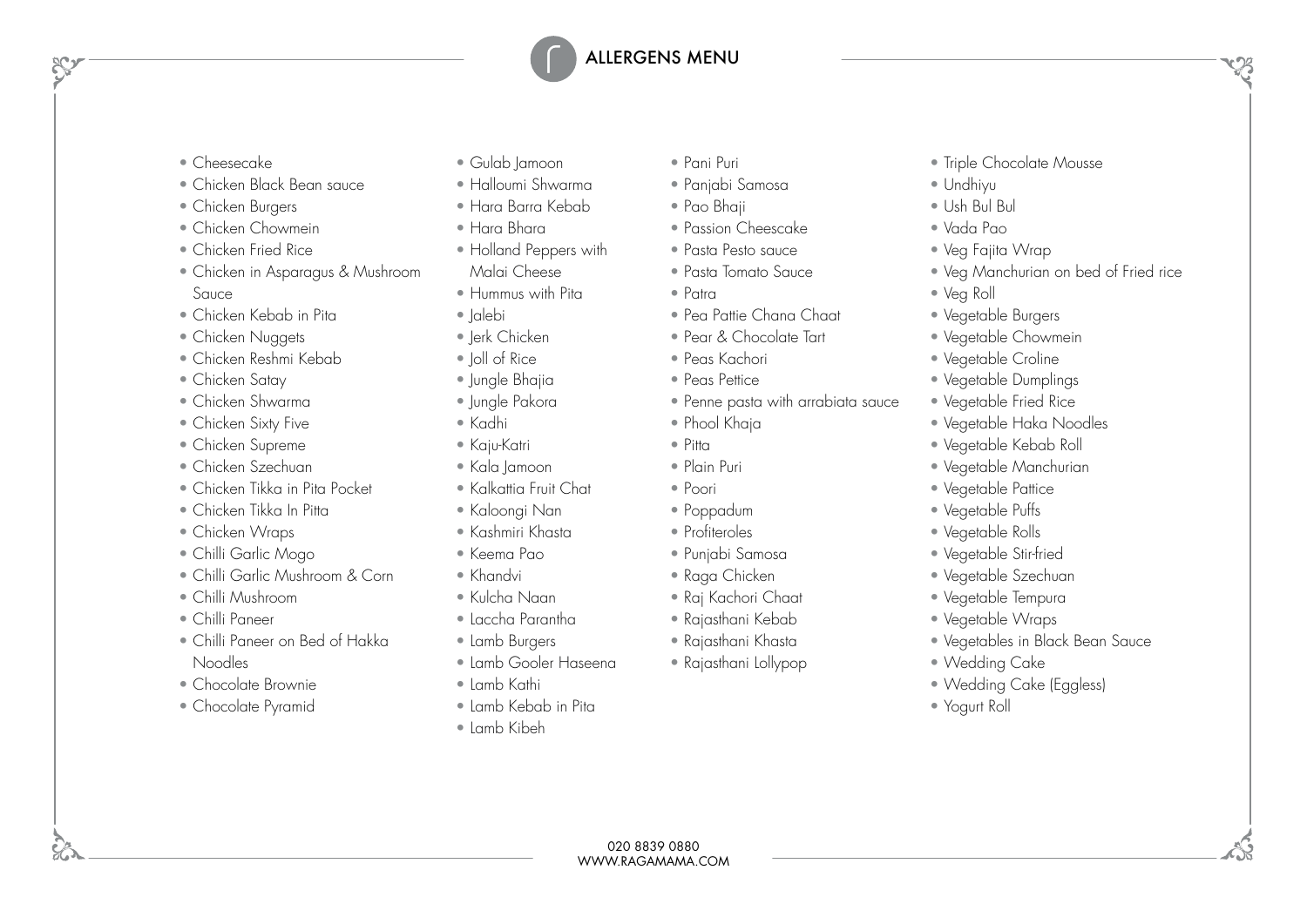# ALLERGENS MENU

- Cheesecake
- Chicken Black Bean sauce
- Chicken Burgers
- Chicken Chowmein
- Chicken Fried Rice
- Chicken in Asparagus & Mushroom Sauce
- Chicken Kebab in Pita
- Chicken Nuggets
- Chicken Reshmi Kebab
- Chicken Satay
- Chicken Shwarma
- Chicken Sixty Five
- Chicken Supreme
- Chicken Szechuan
- Chicken Tikka in Pita Pocket
- Chicken Tikka In Pitta
- Chicken Wraps
- Chilli Garlic Mogo
- Chilli Garlic Mushroom & Corn
- Chilli Mushroom
- Chilli Paneer
- Chilli Paneer on Bed of Hakka Noodles
- Chocolate Brownie
- Chocolate Pyramid
- Gulab Jamoon
- Halloumi Shwarma
- Hara Barra Kebab
- Hara Bhara
- Holland Peppers with Malai Cheese
- Hummus with Pita
- Jalebi
- Jerk Chicken
- Joll of Rice
- Jungle Bhajia
- Jungle Pakora
- Kadhi
- Kaju-Katri
- Kala Jamoon
- Kalkattia Fruit Chat
- Kaloongi Nan
- Kashmiri Khasta
- Keema Pao
- Khandvi
- Kulcha Naan
- Laccha Parantha
- Lamb Burgers
- Lamb Gooler Haseena
- Lamb Kathi
- Lamb Kebab in Pita
- Lamb Kibeh
- Pani Puri
- Panjabi Samosa
- Pao Bhaji
- Passion Cheescake
- Pasta Pesto sauce
- Pasta Tomato Sauce
- Patra
- Pea Pattie Chana Chaat
- Pear & Chocolate Tart
- Peas Kachori
- Peas Pettice
- Penne pasta with arrabiata sauce
- Phool Khaja
- Pitta
- Plain Puri
- Poori
- Poppadum
- Profiteroles
- Punjabi Samosa
- Raga Chicken
- Raj Kachori Chaat
- Rajasthani Kebab
- Rajasthani Khasta
- Rajasthani Lollypop
- Triple Chocolate Mousse
- Undhiyu
- Ush Bul Bul
- Vada Pao
- Veg Fajita Wrap
- Veg Manchurian on bed of Fried rice
- Veg Roll
- Vegetable Burgers
- Vegetable Chowmein
- Vegetable Croline
- Vegetable Dumplings
- Vegetable Fried Rice
- Vegetable Haka Noodles
- Vegetable Kebab Roll
- Vegetable Manchurian
- Vegetable Pattice
- Vegetable Puffs
- Vegetable Rolls
- Vegetable Stir-fried
- Vegetable Szechuan
- Vegetable Tempura
- Vegetable Wraps
- Vegetables in Black Bean Sauce
- Wedding Cake
- Wedding Cake (Eggless)
- Yogurt Roll

020 8839 0880
WWW.RAGAMAMA.COM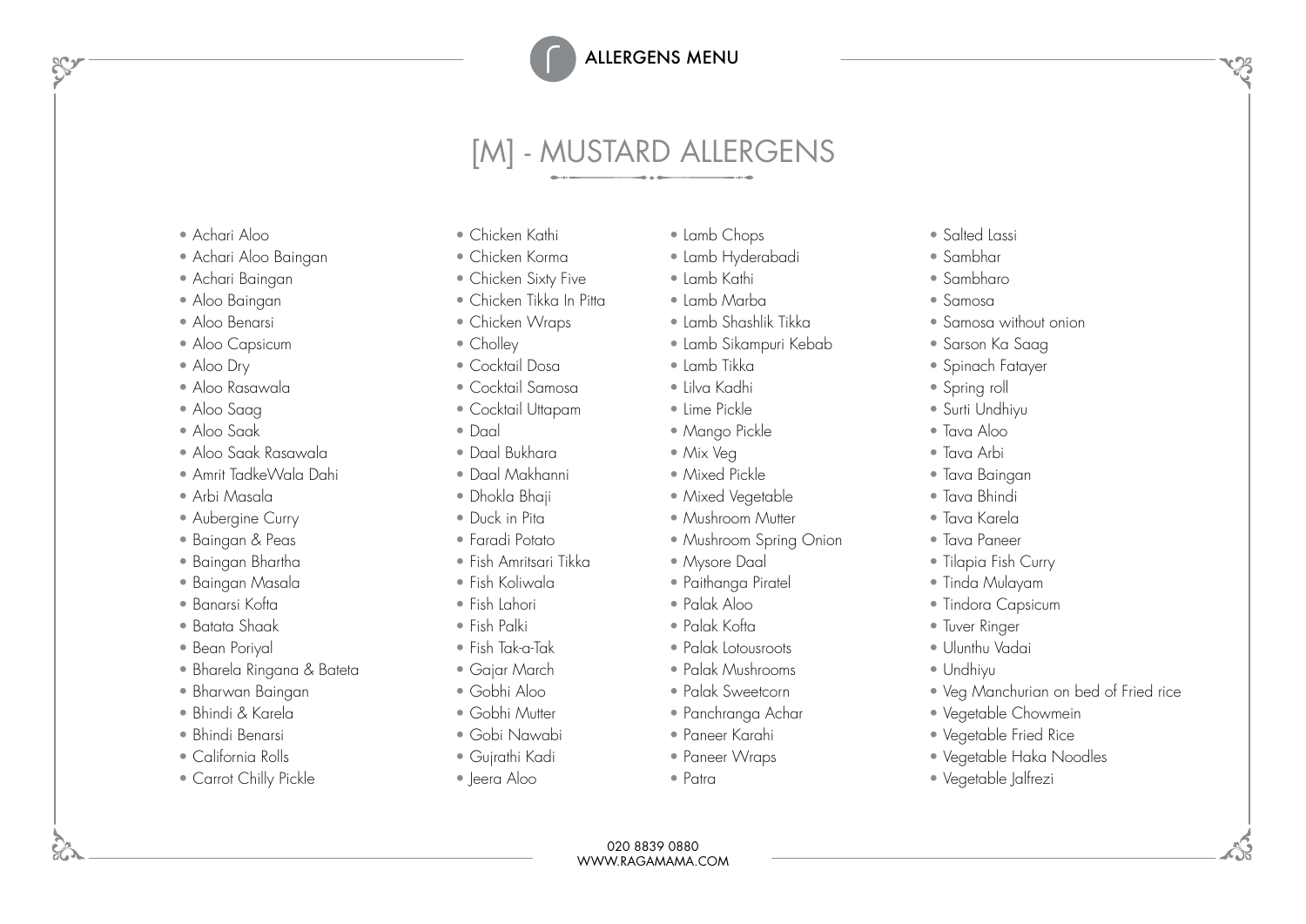ALLERGENS MENU

# [M] - MUSTARD ALLERGENS

- Achari Aloo
- Achari Aloo Baingan
- Achari Baingan
- Aloo Baingan
- Aloo Benarsi
- Aloo Capsicum
- Aloo Dry
- Aloo Rasawala
- Aloo Saag
- Aloo Saak
- Aloo Saak Rasawala
- Amrit TadkeWala Dahi
- Arbi Masala
- Aubergine Curry
- Baingan & Peas
- Baingan Bhartha
- Baingan Masala
- Banarsi Kofta
- Batata Shaak
- Bean Poriyal
- Bharela Ringana & Bateta
- Bharwan Baingan
- Bhindi & Karela
- Bhindi Benarsi
- California Rolls
- Carrot Chilly Pickle
- Chicken Kathi
- Chicken Korma
- Chicken Sixty Five
- Chicken Tikka In Pitta
- Chicken Wraps
- Cholley
- Cocktail Dosa
- Cocktail Samosa
- Cocktail Uttapam
- Daal
- Daal Bukhara
- Daal Makhanni
- Dhokla Bhaji
- Duck in Pita
- Faradi Potato
- Fish Amritsari Tikka
- Fish Koliwala
- Fish Lahori
- Fish Palki
- Fish Tak-a-Tak
- Gajar March
- Gobhi Aloo
- Gobhi Mutter
- Gobi Nawabi
- Gujrathi Kadi
- Jeera Aloo
- Lamb Chops
- Lamb Hyderabadi
- Lamb Kathi
- Lamb Marba
- Lamb Shashlik Tikka
- Lamb Sikampuri Kebab
- Lamb Tikka
- Lilva Kadhi
- Lime Pickle
- Mango Pickle
- Mix Veg
- Mixed Pickle
- Mixed Vegetable
- Mushroom Mutter
- Mushroom Spring Onion
- Mysore Daal
- Paithanga Piratel
- Palak Aloo
- Palak Kofta
- Palak Lotousroots
- Palak Mushrooms
- Palak Sweetcorn
- Panchranga Achar
- Paneer Karahi
- Paneer Wraps
- Patra
- Salted Lassi
- Sambhar
- Sambharo
- Samosa
- Samosa without onion
- Sarson Ka Saag
- Spinach Fatayer
- Spring roll
- Surti Undhiyu
- Tava Aloo
- Tava Arbi
- Tava Baingan
- Tava Bhindi
- Tava Karela
- Tava Paneer
- Tilapia Fish Curry
- Tinda Mulayam
- Tindora Capsicum
- Tuver Ringer
- Ulunthu Vadai
- Undhiyu
- Veg Manchurian on bed of Fried rice
- Vegetable Chowmein
- Vegetable Fried Rice
- Vegetable Haka Noodles
- Vegetable Jalfrezi

020 8839 0880
WWW.RAGAMAMA.COM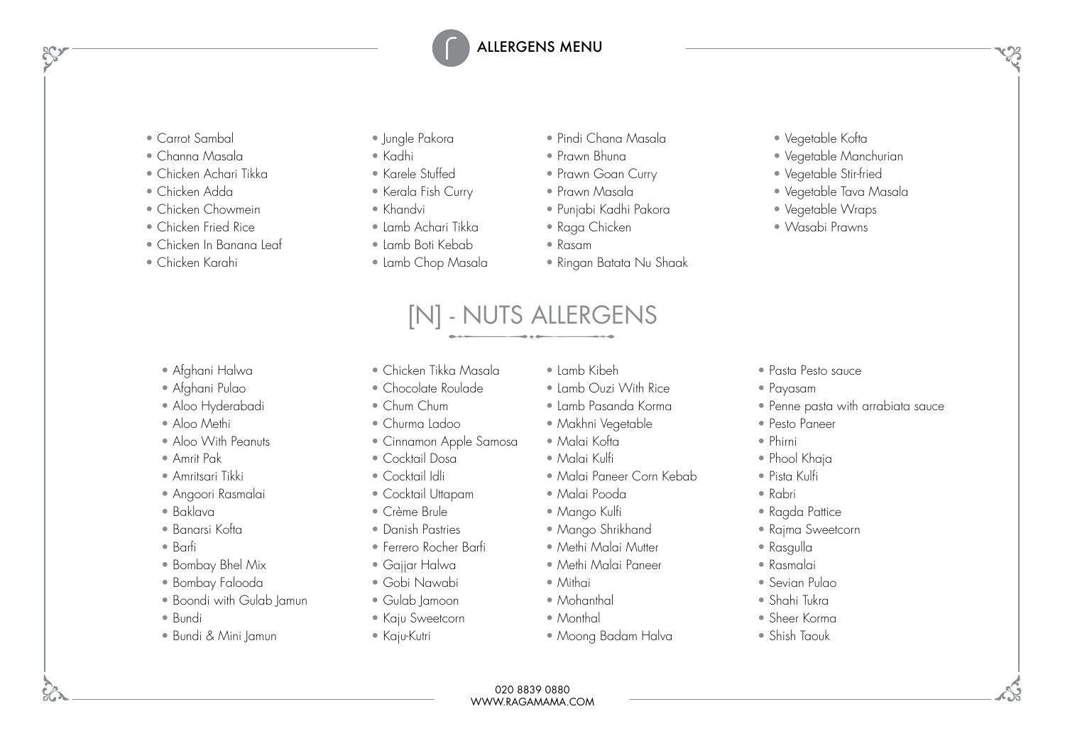# ALLERGENS MENU

- Carrot Sambal
- Channa Masala
- Chicken Achari Tikka
- Chicken Adda
- Chicken Chowmein
- Chicken Fried Rice
- Chicken In Banana Leaf
- Chicken Karahi
- Jungle Pakora
- Kadhi
- Karele Stuffed
- Kerala Fish Curry
- Khandvi
- Lamb Achari Tikka
- Lamb Boti Kebab
- Lamb Chop Masala
- Pindi Chana Masala
- Prawn Bhuna
- Prawn Goan Curry
- Prawn Masala
- Punjabi Kadhi Pakora
- Raga Chicken
- Rasam
- Ringan Batata Nu Shaak
- Vegetable Kofta
- Vegetable Manchurian
- Vegetable Stir-fried
- Vegetable Tava Masala
- Vegetable Wraps
- Wasabi Prawns

## [N] - NUTS ALLERGENS

- Afghani Halwa
- Afghani Pulao
- Aloo Hyderabadi
- Aloo Methi
- Aloo With Peanuts
- Amrit Pak
- Amritsari Tikki
- Angoori Rasmalai
- Baklava
- Banarsi Kofta
- Barfi
- Bombay Bhel Mix
- Bombay Falooda
- Boondi with Gulab Jamun
- Bundi
- Bundi & Mini Jamun
- Chicken Tikka Masala
- Chocolate Roulade
- Chum Chum
- Churma Ladoo
- Cinnamon Apple Samosa
- Cocktail Dosa
- Cocktail Idli
- Cocktail Uttapam
- Crème Brule
- Danish Pastries
- Ferrero Rocher Barfi
- Gajjar Halwa
- Gobi Nawabi
- Gulab Jamoon
- Kaju Sweetcorn
- Kaju-Kutri
- Lamb Kibeh
- Lamb Ouzi With Rice
- Lamb Pasanda Korma
- Makhni Vegetable
- Malai Kofta
- Malai Kulfi
- Malai Paneer Corn Kebab
- Malai Pooda
- Mango Kulfi
- Mango Shrikhand
- Methi Malai Mutter
- Methi Malai Paneer
- Mithai
- Mohanthal
- Monthal
- Moong Badam Halva
- Pasta Pesto sauce
- Payasam
- Penne pasta with arrabiata sauce
- Pesto Paneer
- Phirni
- Phool Khaja
- Pista Kulfi
- Rabri
- Ragda Pattice
- Rajma Sweetcorn
- Rasgulla
- Rasmalai
- Sevian Pulao
- Shahi Tukra
- Sheer Korma
- Shish Taouk

020 8839 0880
WWW.RAGAMAMA.COM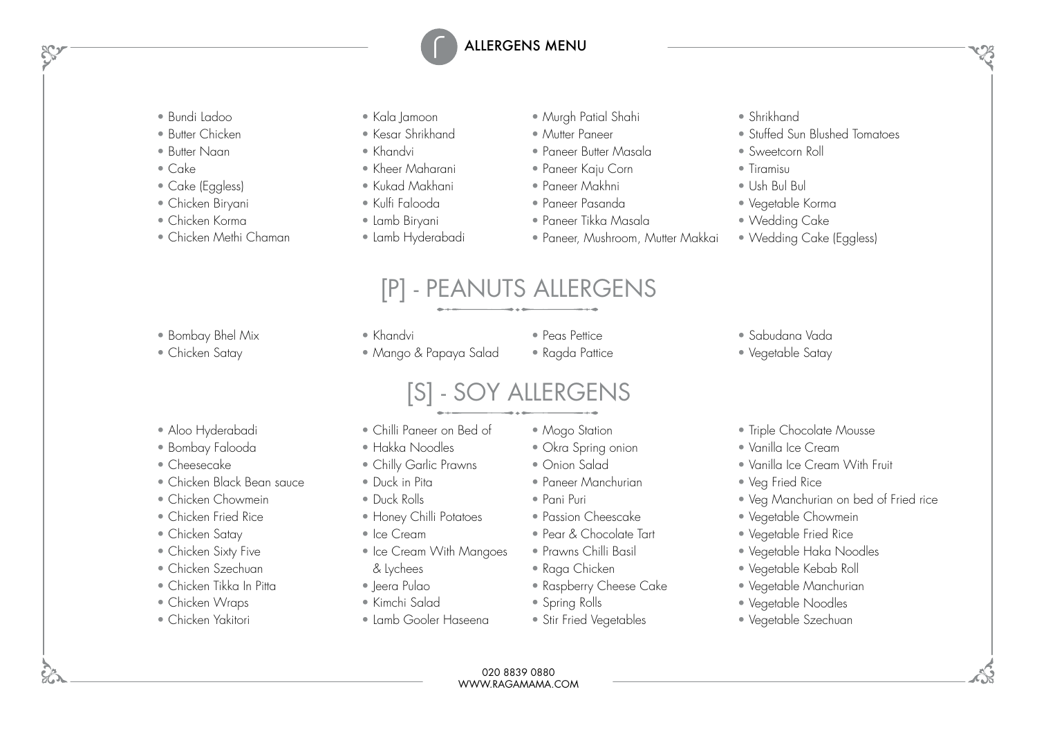# ALLERGENS MENU

- Bundi Ladoo
- Butter Chicken
- Butter Naan
- Cake
- Cake (Eggless)
- Chicken Biryani
- Chicken Korma
- Chicken Methi Chaman
- Kala Jamoon
- Kesar Shrikhand
- Khandvi
- Kheer Maharani
- Kukad Makhani
- Kulfi Falooda
- Lamb Biryani
- Lamb Hyderabadi
- Murgh Patial Shahi
- Mutter Paneer
- Paneer Butter Masala
- Paneer Kaju Corn
- Paneer Makhni
- Paneer Pasanda
- Paneer Tikka Masala
- Paneer, Mushroom, Mutter Makkai
- Shrikhand
- Stuffed Sun Blushed Tomatoes
- Sweetcorn Roll
- Tiramisu
- Ush Bul Bul
- Vegetable Korma
- Wedding Cake
- Wedding Cake (Eggless)

## [P] - PEANUTS ALLERGENS

- Bombay Bhel Mix
- Chicken Satay
- Khandvi
- Mango & Papaya Salad
- Peas Pettice
- Ragda Pattice
- Sabudana Vada
- Vegetable Satay

## [S] - SOY ALLERGENS

- Aloo Hyderabadi
- Bombay Falooda
- Cheesecake
- Chicken Black Bean sauce
- Chicken Chowmein
- Chicken Fried Rice
- Chicken Satay
- Chicken Sixty Five
- Chicken Szechuan
- Chicken Tikka In Pitta
- Chicken Wraps
- Chicken Yakitori
- Chilli Paneer on Bed of Hakka Noodles
- Chilly Garlic Prawns
- Duck in Pita
- Duck Rolls
- Honey Chilli Potatoes
- Ice Cream
- Ice Cream With Mangoes & Lychees
- Jeera Pulao
- Kimchi Salad
- Lamb Gooler Haseena
- Mogo Station
- Okra Spring onion
- Onion Salad
- Paneer Manchurian
- Pani Puri
- Passion Cheescake
- Pear & Chocolate Tart
- Prawns Chilli Basil
- Raga Chicken
- Raspberry Cheese Cake
- Spring Rolls
- Stir Fried Vegetables
- Triple Chocolate Mousse
- Vanilla Ice Cream
- Vanilla Ice Cream With Fruit
- Veg Fried Rice
- Veg Manchurian on bed of Fried rice
- Vegetable Chowmein
- Vegetable Fried Rice
- Vegetable Haka Noodles
- Vegetable Kebab Roll
- Vegetable Manchurian
- Vegetable Noodles
- Vegetable Szechuan

020 8839 0880
WWW.RAGAMAMA.COM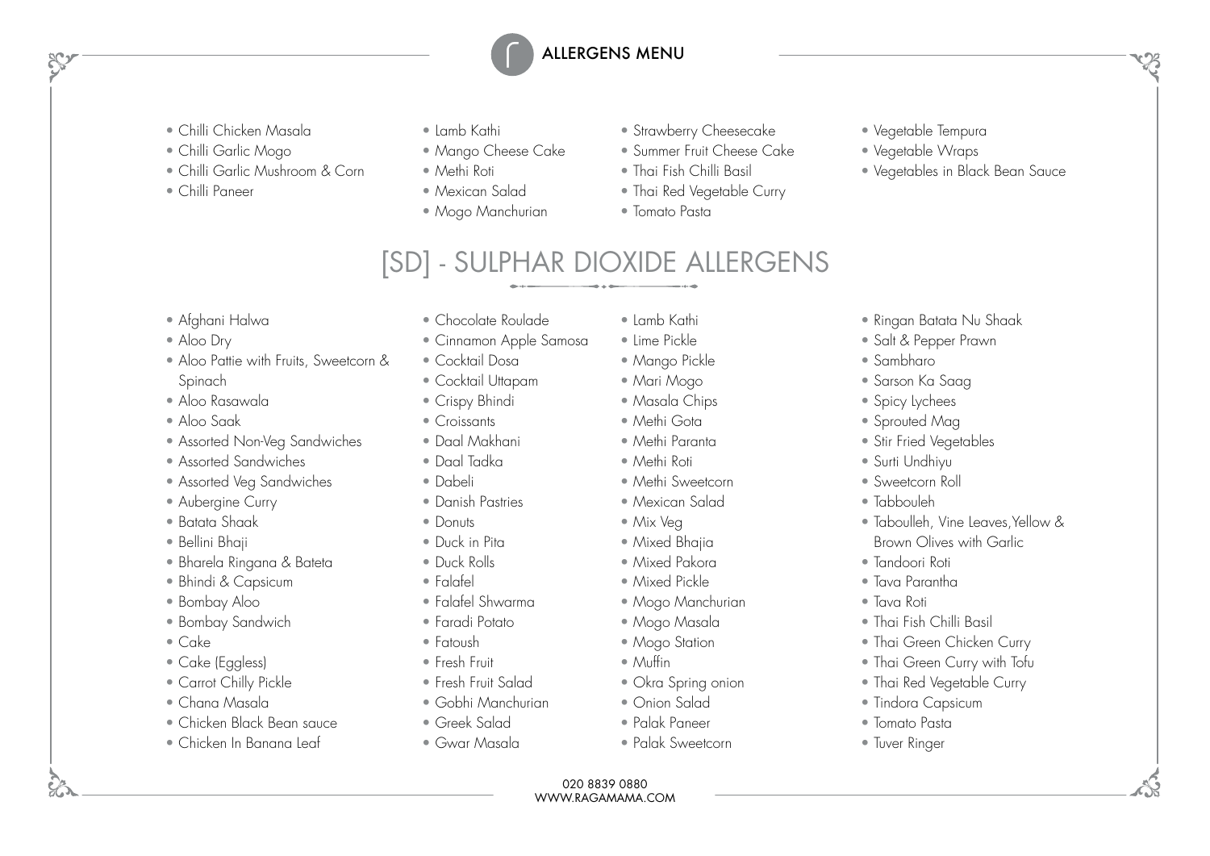# ALLERGENS MENU

- Chilli Chicken Masala
- Chilli Garlic Mogo
- Chilli Garlic Mushroom & Corn
- Chilli Paneer
- Lamb Kathi
- Mango Cheese Cake
- Methi Roti
- Mexican Salad
- Mogo Manchurian
- Strawberry Cheesecake
- Summer Fruit Cheese Cake
- Thai Fish Chilli Basil
- Thai Red Vegetable Curry
- Tomato Pasta
- Vegetable Tempura
- Vegetable Wraps
- Vegetables in Black Bean Sauce

## [SD] - SULPHAR DIOXIDE ALLERGENS

- Afghani Halwa
- Aloo Dry
- Aloo Pattie with Fruits, Sweetcorn & Spinach
- Aloo Rasawala
- Aloo Saak
- Assorted Non-Veg Sandwiches
- Assorted Sandwiches
- Assorted Veg Sandwiches
- Aubergine Curry
- Batata Shaak
- Bellini Bhaji
- Bharela Ringana & Bateta
- Bhindi & Capsicum
- Bombay Aloo
- Bombay Sandwich
- Cake
- Cake (Eggless)
- Carrot Chilly Pickle
- Chana Masala
- Chicken Black Bean sauce
- Chicken In Banana Leaf
- Chocolate Roulade
- Cinnamon Apple Samosa
- Cocktail Dosa
- Cocktail Uttapam
- Crispy Bhindi
- Croissants
- Daal Makhani
- Daal Tadka
- Dabeli
- Danish Pastries
- Donuts
- Duck in Pita
- Duck Rolls
- Falafel
- Falafel Shwarma
- Faradi Potato
- Fatoush
- Fresh Fruit
- Fresh Fruit Salad
- Gobhi Manchurian
- Greek Salad
- Gwar Masala
- Lamb Kathi
- Lime Pickle
- Mango Pickle
- Mari Mogo
- Masala Chips
- Methi Gota
- Methi Paranta
- Methi Roti
- Methi Sweetcorn
- Mexican Salad
- Mix Veg
- Mixed Bhajia
- Mixed Pakora
- Mixed Pickle
- Mogo Manchurian
- Mogo Masala
- Mogo Station
- Muffin
- Okra Spring onion
- Onion Salad
- Palak Paneer
- Palak Sweetcorn
- Ringan Batata Nu Shaak
- Salt & Pepper Prawn
- Sambharo
- Sarson Ka Saag
- Spicy Lychees
- Sprouted Mag
- Stir Fried Vegetables
- Surti Undhiyu
- Sweetcorn Roll
- Tabbouleh
- Taboulleh, Vine Leaves,Yellow & Brown Olives with Garlic
- Tandoori Roti
- Tava Parantha
- Tava Roti
- Thai Fish Chilli Basil
- Thai Green Chicken Curry
- Thai Green Curry with Tofu
- Thai Red Vegetable Curry
- Tindora Capsicum
- Tomato Pasta
- Tuver Ringer

020 8839 0880
WWW.RAGAMAMA.COM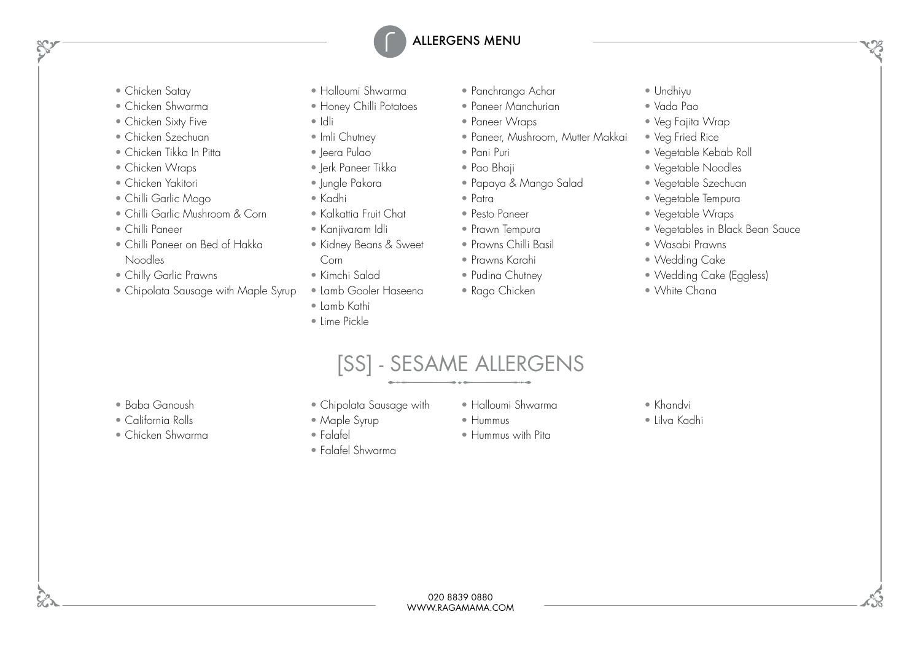## ALLERGENS MENU

- Chicken Satay
- Chicken Shwarma
- Chicken Sixty Five
- Chicken Szechuan
- Chicken Tikka In Pitta
- Chicken Wraps
- Chicken Yakitori
- Chilli Garlic Mogo
- Chilli Garlic Mushroom & Corn
- Chilli Paneer
- Chilli Paneer on Bed of Hakka Noodles
- Chilly Garlic Prawns
- Chipolata Sausage with Maple Syrup
- Halloumi Shwarma
- Honey Chilli Potatoes
- Idli
- Imli Chutney
- Jeera Pulao
- Jerk Paneer Tikka
- Jungle Pakora
- Kadhi
- Kalkattia Fruit Chat
- Kanjivaram Idli
- Kidney Beans & Sweet Corn
- Kimchi Salad
- Lamb Gooler Haseena
- Lamb Kathi
- Lime Pickle
- Panchranga Achar
- Paneer Manchurian
- Paneer Wraps
- Paneer, Mushroom, Mutter Makkai
- Pani Puri
- Pao Bhaji
- Papaya & Mango Salad
- Patra
- Pesto Paneer
- Prawn Tempura
- Prawns Chilli Basil
- Prawns Karahi
- Pudina Chutney
- Raga Chicken
- Undhiyu
- Vada Pao
- Veg Fajita Wrap
- Veg Fried Rice
- Vegetable Kebab Roll
- Vegetable Noodles
- Vegetable Szechuan
- Vegetable Tempura
- Vegetable Wraps
- Vegetables in Black Bean Sauce
- Wasabi Prawns
- Wedding Cake
- Wedding Cake (Eggless)
- White Chana

## [SS] - SESAME ALLERGENS

- Baba Ganoush
- California Rolls
- Chicken Shwarma
- Chipolata Sausage with
- Maple Syrup
- Falafel
- Falafel Shwarma
- Halloumi Shwarma
- Hummus
- Hummus with Pita
- Khandvi
- Lilva Kadhi

020 8839 0880
WWW.RAGAMAMA.COM